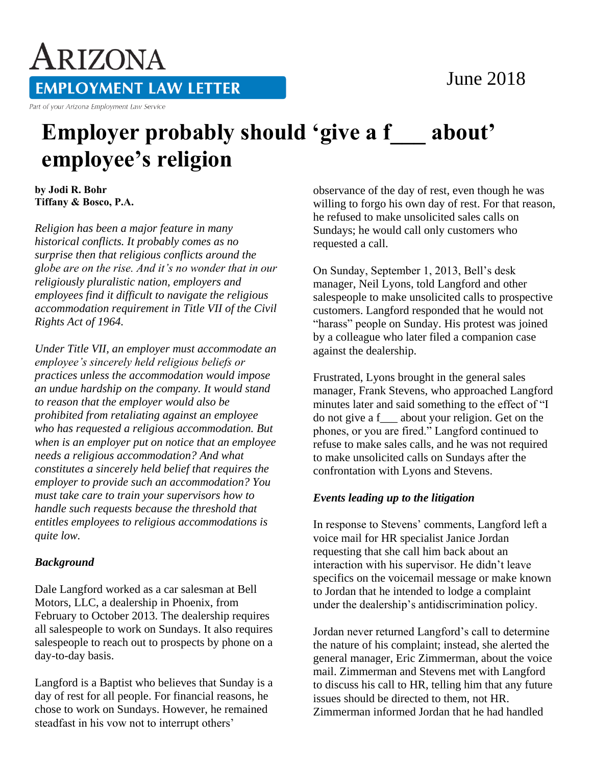# ARIZONA EMPLOYMENT LAW LETTER

Part of your Arizona Employment Law Service

June 2018

# Employer probably should 'give a f___ about' employee's religion

**by Jodi R. Bohr**
**Tiffany & Bosco, P.A.**

*Religion has been a major feature in many historical conflicts. It probably comes as no surprise then that religious conflicts around the globe are on the rise. And it's no wonder that in our religiously pluralistic nation, employers and employees find it difficult to navigate the religious accommodation requirement in Title VII of the Civil Rights Act of 1964.*

*Under Title VII, an employer must accommodate an employee's sincerely held religious beliefs or practices unless the accommodation would impose an undue hardship on the company. It would stand to reason that the employer would also be prohibited from retaliating against an employee who has requested a religious accommodation. But when is an employer put on notice that an employee needs a religious accommodation? And what constitutes a sincerely held belief that requires the employer to provide such an accommodation? You must take care to train your supervisors how to handle such requests because the threshold that entitles employees to religious accommodations is quite low.*

### *Background*

Dale Langford worked as a car salesman at Bell Motors, LLC, a dealership in Phoenix, from February to October 2013. The dealership requires all salespeople to work on Sundays. It also requires salespeople to reach out to prospects by phone on a day-to-day basis.

Langford is a Baptist who believes that Sunday is a day of rest for all people. For financial reasons, he chose to work on Sundays. However, he remained steadfast in his vow not to interrupt others' observance of the day of rest, even though he was willing to forgo his own day of rest. For that reason, he refused to make unsolicited sales calls on Sundays; he would call only customers who requested a call.

On Sunday, September 1, 2013, Bell's desk manager, Neil Lyons, told Langford and other salespeople to make unsolicited calls to prospective customers. Langford responded that he would not "harass" people on Sunday. His protest was joined by a colleague who later filed a companion case against the dealership.

Frustrated, Lyons brought in the general sales manager, Frank Stevens, who approached Langford minutes later and said something to the effect of "I do not give a f___ about your religion. Get on the phones, or you are fired." Langford continued to refuse to make sales calls, and he was not required to make unsolicited calls on Sundays after the confrontation with Lyons and Stevens.

### *Events leading up to the litigation*

In response to Stevens' comments, Langford left a voice mail for HR specialist Janice Jordan requesting that she call him back about an interaction with his supervisor. He didn't leave specifics on the voicemail message or make known to Jordan that he intended to lodge a complaint under the dealership's antidiscrimination policy.

Jordan never returned Langford's call to determine the nature of his complaint; instead, she alerted the general manager, Eric Zimmerman, about the voice mail. Zimmerman and Stevens met with Langford to discuss his call to HR, telling him that any future issues should be directed to them, not HR. Zimmerman informed Jordan that he had handled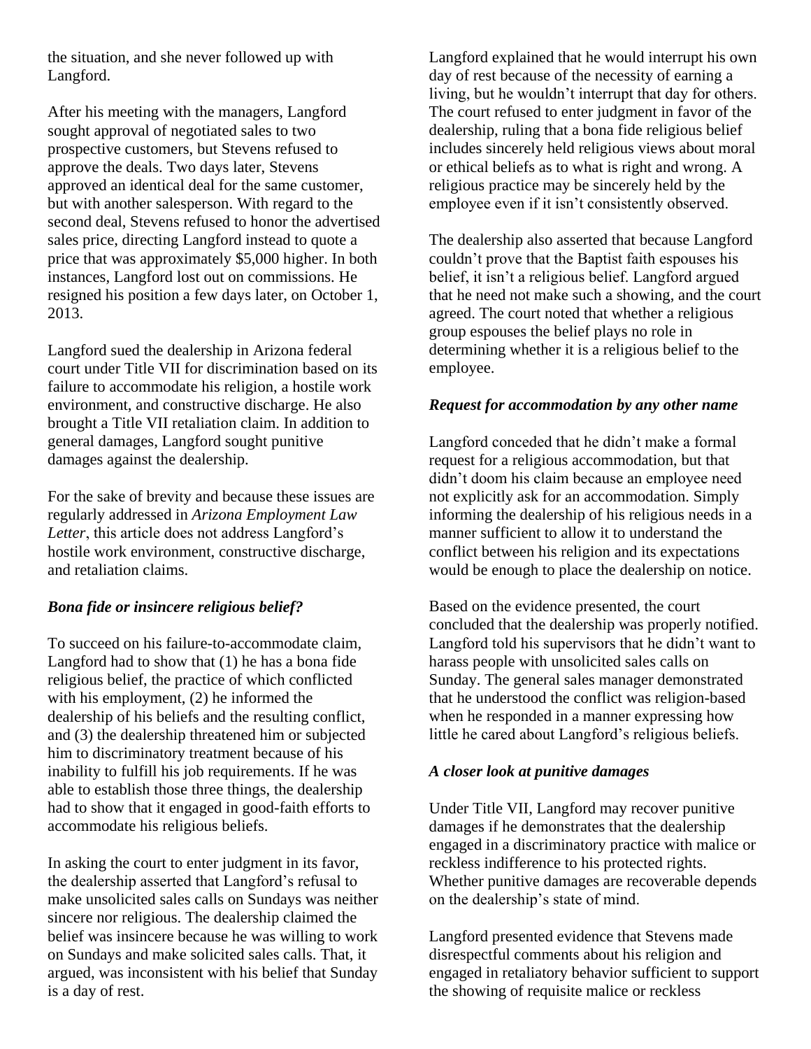the situation, and she never followed up with Langford.

After his meeting with the managers, Langford sought approval of negotiated sales to two prospective customers, but Stevens refused to approve the deals. Two days later, Stevens approved an identical deal for the same customer, but with another salesperson. With regard to the second deal, Stevens refused to honor the advertised sales price, directing Langford instead to quote a price that was approximately $5,000 higher. In both instances, Langford lost out on commissions. He resigned his position a few days later, on October 1, 2013.

Langford sued the dealership in Arizona federal court under Title VII for discrimination based on its failure to accommodate his religion, a hostile work environment, and constructive discharge. He also brought a Title VII retaliation claim. In addition to general damages, Langford sought punitive damages against the dealership.

For the sake of brevity and because these issues are regularly addressed in *Arizona Employment Law Letter*, this article does not address Langford's hostile work environment, constructive discharge, and retaliation claims.

### *Bona fide or insincere religious belief?*

To succeed on his failure-to-accommodate claim, Langford had to show that (1) he has a bona fide religious belief, the practice of which conflicted with his employment, (2) he informed the dealership of his beliefs and the resulting conflict, and (3) the dealership threatened him or subjected him to discriminatory treatment because of his inability to fulfill his job requirements. If he was able to establish those three things, the dealership had to show that it engaged in good-faith efforts to accommodate his religious beliefs.

In asking the court to enter judgment in its favor, the dealership asserted that Langford's refusal to make unsolicited sales calls on Sundays was neither sincere nor religious. The dealership claimed the belief was insincere because he was willing to work on Sundays and make solicited sales calls. That, it argued, was inconsistent with his belief that Sunday is a day of rest.

Langford explained that he would interrupt his own day of rest because of the necessity of earning a living, but he wouldn't interrupt that day for others. The court refused to enter judgment in favor of the dealership, ruling that a bona fide religious belief includes sincerely held religious views about moral or ethical beliefs as to what is right and wrong. A religious practice may be sincerely held by the employee even if it isn't consistently observed.

The dealership also asserted that because Langford couldn't prove that the Baptist faith espouses his belief, it isn't a religious belief. Langford argued that he need not make such a showing, and the court agreed. The court noted that whether a religious group espouses the belief plays no role in determining whether it is a religious belief to the employee.

### *Request for accommodation by any other name*

Langford conceded that he didn't make a formal request for a religious accommodation, but that didn't doom his claim because an employee need not explicitly ask for an accommodation. Simply informing the dealership of his religious needs in a manner sufficient to allow it to understand the conflict between his religion and its expectations would be enough to place the dealership on notice.

Based on the evidence presented, the court concluded that the dealership was properly notified. Langford told his supervisors that he didn't want to harass people with unsolicited sales calls on Sunday. The general sales manager demonstrated that he understood the conflict was religion-based when he responded in a manner expressing how little he cared about Langford's religious beliefs.

### *A closer look at punitive damages*

Under Title VII, Langford may recover punitive damages if he demonstrates that the dealership engaged in a discriminatory practice with malice or reckless indifference to his protected rights. Whether punitive damages are recoverable depends on the dealership's state of mind.

Langford presented evidence that Stevens made disrespectful comments about his religion and engaged in retaliatory behavior sufficient to support the showing of requisite malice or reckless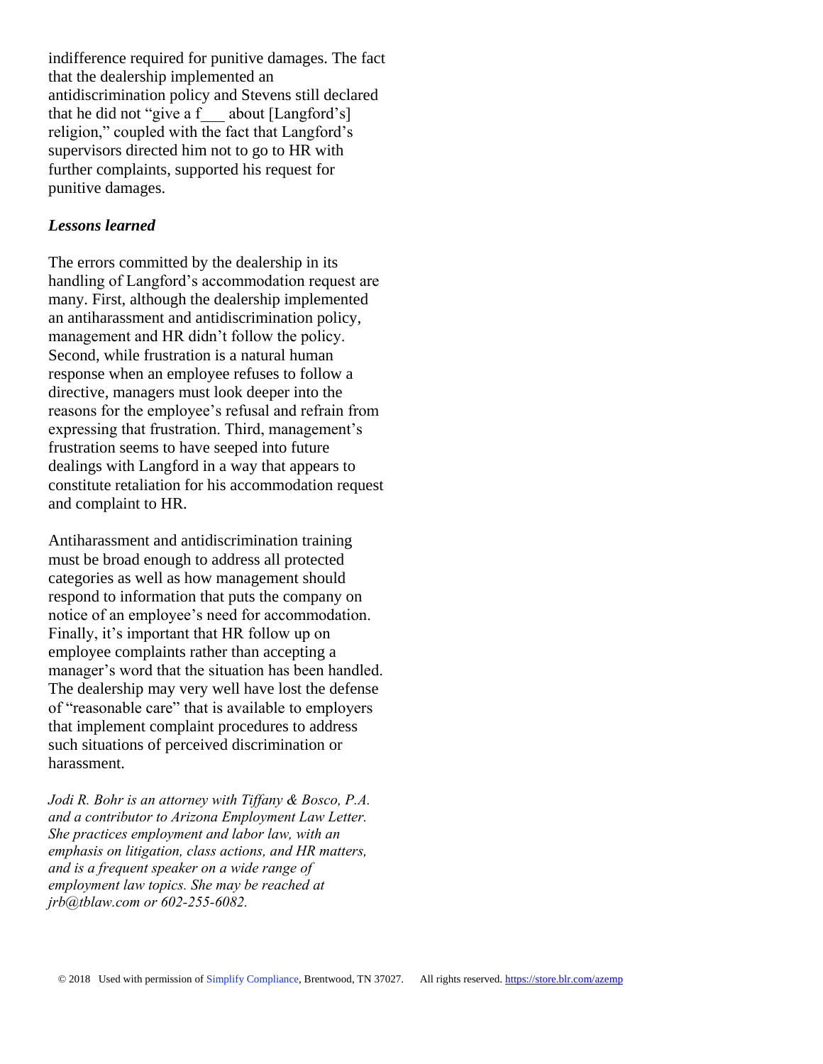indifference required for punitive damages. The fact that the dealership implemented an antidiscrimination policy and Stevens still declared that he did not "give a f___ about [Langford's] religion," coupled with the fact that Langford's supervisors directed him not to go to HR with further complaints, supported his request for punitive damages.

***Lessons learned***

The errors committed by the dealership in its handling of Langford's accommodation request are many. First, although the dealership implemented an antiharassment and antidiscrimination policy, management and HR didn't follow the policy. Second, while frustration is a natural human response when an employee refuses to follow a directive, managers must look deeper into the reasons for the employee's refusal and refrain from expressing that frustration. Third, management's frustration seems to have seeped into future dealings with Langford in a way that appears to constitute retaliation for his accommodation request and complaint to HR.

Antiharassment and antidiscrimination training must be broad enough to address all protected categories as well as how management should respond to information that puts the company on notice of an employee's need for accommodation. Finally, it's important that HR follow up on employee complaints rather than accepting a manager's word that the situation has been handled. The dealership may very well have lost the defense of "reasonable care" that is available to employers that implement complaint procedures to address such situations of perceived discrimination or harassment.

*Jodi R. Bohr is an attorney with Tiffany & Bosco, P.A. and a contributor to Arizona Employment Law Letter. She practices employment and labor law, with an emphasis on litigation, class actions, and HR matters, and is a frequent speaker on a wide range of employment law topics. She may be reached at jrb@tblaw.com or 602-255-6082.*

© 2018 Used with permission of Simplify Compliance, Brentwood, TN 37027. All rights reserved. https://store.blr.com/azemp